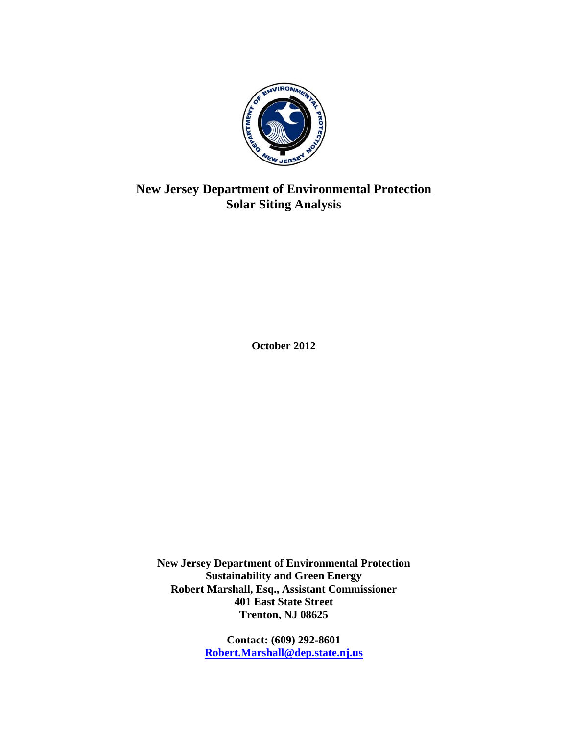# New Jersey Department of Environmental Protection
# Solar Siting Analysis

**October 2012**

**New Jersey Department of Environmental Protection**
**Sustainability and Green Energy**
**Robert Marshall, Esq., Assistant Commissioner**
**401 East State Street**
**Trenton, NJ 08625**

**Contact: (609) 292-8601**
**Robert.Marshall@dep.state.nj.us**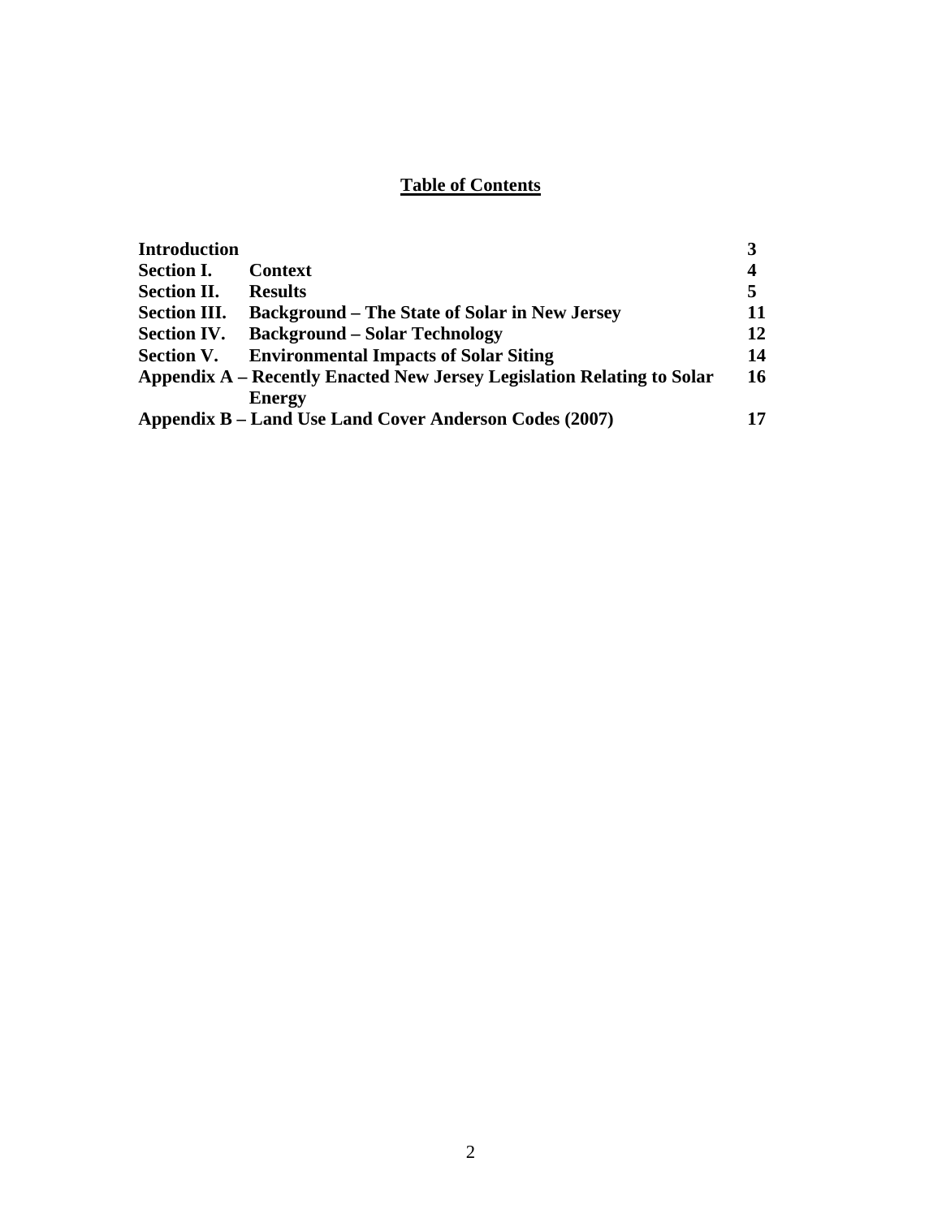# Table of Contents

| | | |
|---|---|---|
| **Introduction** | | **3** |
| **Section I.** | **Context** | **4** |
| **Section II.** | **Results** | **5** |
| **Section III.** | **Background – The State of Solar in New Jersey** | **11** |
| **Section IV.** | **Background – Solar Technology** | **12** |
| **Section V.** | **Environmental Impacts of Solar Siting** | **14** |
| **Appendix A – Recently Enacted New Jersey Legislation Relating to Solar Energy** | | **16** |
| **Appendix B – Land Use Land Cover Anderson Codes (2007)** | | **17** |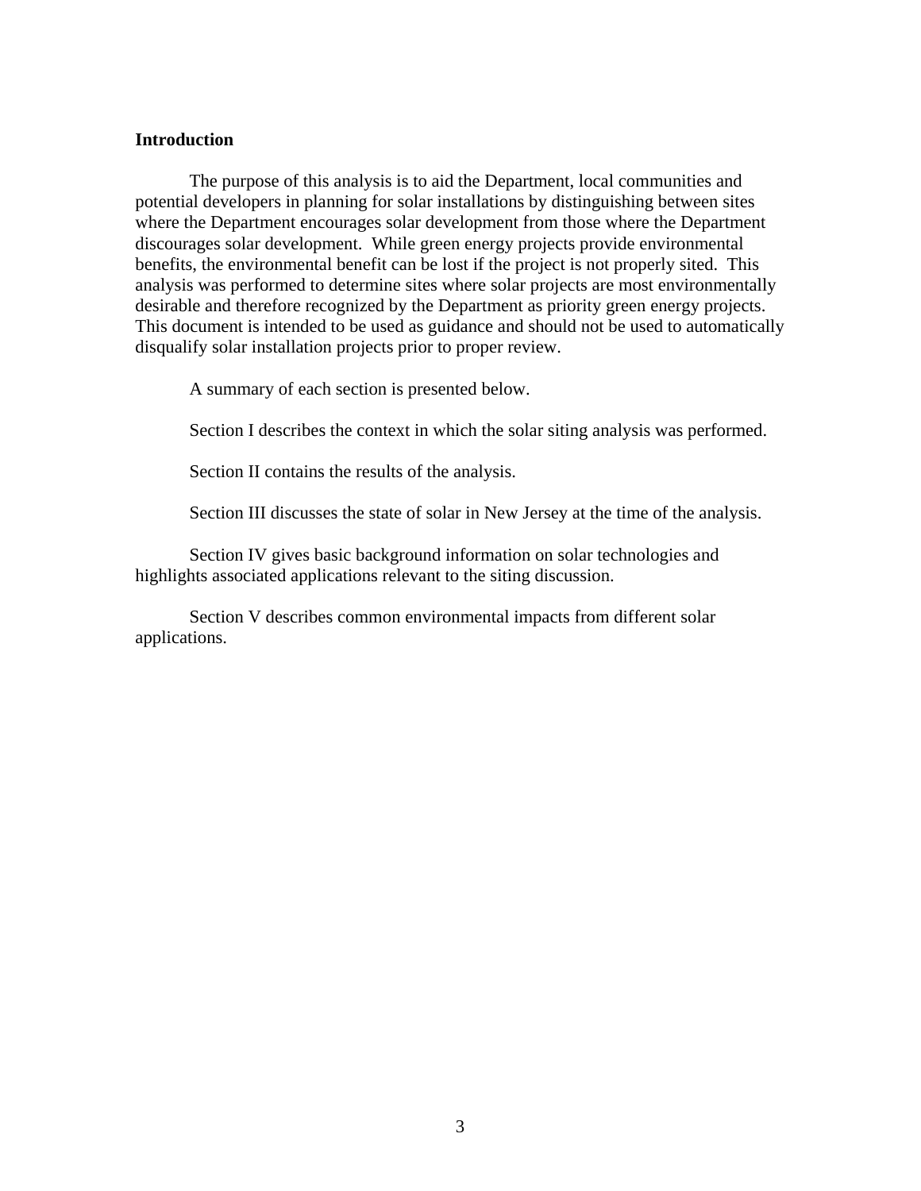## Introduction

The purpose of this analysis is to aid the Department, local communities and potential developers in planning for solar installations by distinguishing between sites where the Department encourages solar development from those where the Department discourages solar development. While green energy projects provide environmental benefits, the environmental benefit can be lost if the project is not properly sited. This analysis was performed to determine sites where solar projects are most environmentally desirable and therefore recognized by the Department as priority green energy projects. This document is intended to be used as guidance and should not be used to automatically disqualify solar installation projects prior to proper review.

A summary of each section is presented below.

Section I describes the context in which the solar siting analysis was performed.

Section II contains the results of the analysis.

Section III discusses the state of solar in New Jersey at the time of the analysis.

Section IV gives basic background information on solar technologies and highlights associated applications relevant to the siting discussion.

Section V describes common environmental impacts from different solar applications.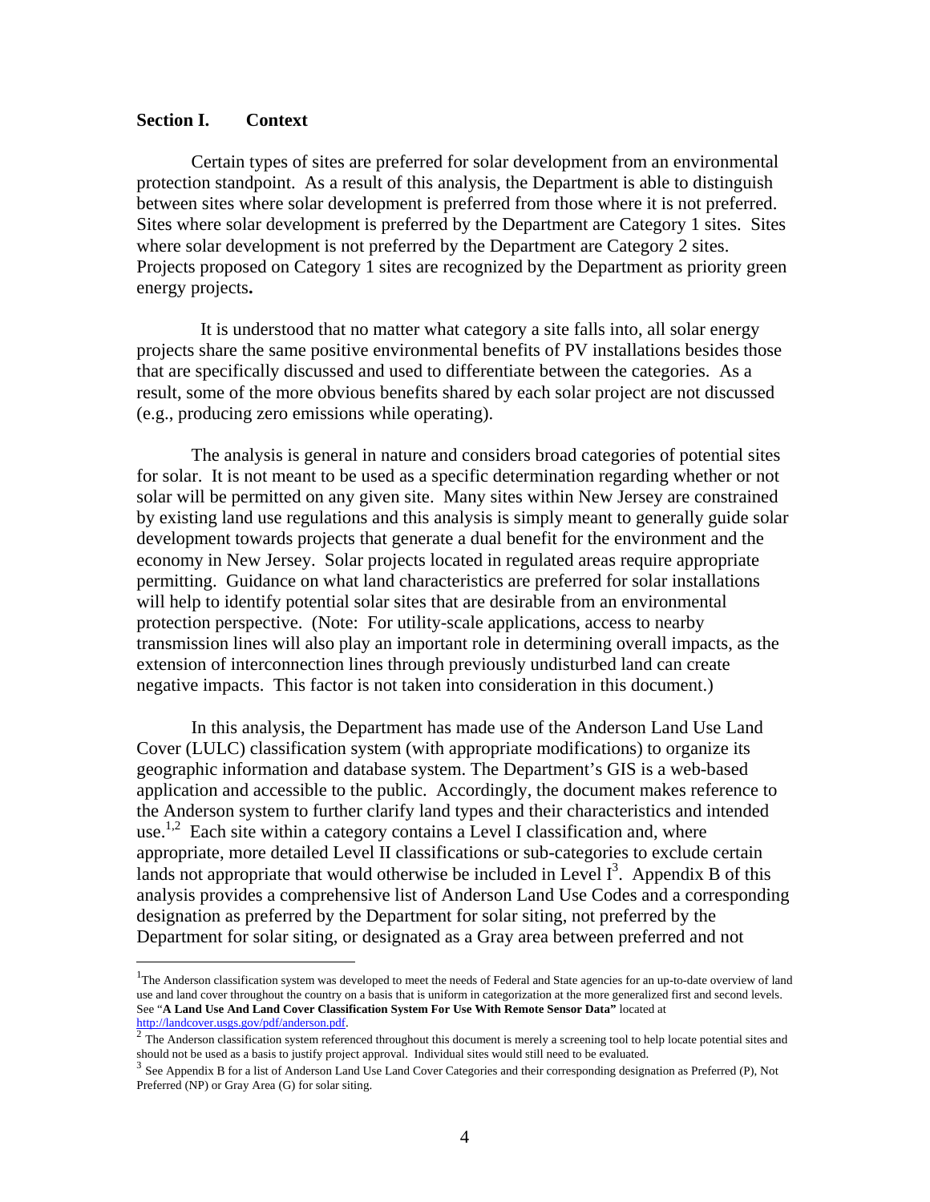## Section I. Context

Certain types of sites are preferred for solar development from an environmental protection standpoint. As a result of this analysis, the Department is able to distinguish between sites where solar development is preferred from those where it is not preferred. Sites where solar development is preferred by the Department are Category 1 sites. Sites where solar development is not preferred by the Department are Category 2 sites. Projects proposed on Category 1 sites are recognized by the Department as priority green energy projects**.**

It is understood that no matter what category a site falls into, all solar energy projects share the same positive environmental benefits of PV installations besides those that are specifically discussed and used to differentiate between the categories. As a result, some of the more obvious benefits shared by each solar project are not discussed (e.g., producing zero emissions while operating).

The analysis is general in nature and considers broad categories of potential sites for solar. It is not meant to be used as a specific determination regarding whether or not solar will be permitted on any given site. Many sites within New Jersey are constrained by existing land use regulations and this analysis is simply meant to generally guide solar development towards projects that generate a dual benefit for the environment and the economy in New Jersey. Solar projects located in regulated areas require appropriate permitting. Guidance on what land characteristics are preferred for solar installations will help to identify potential solar sites that are desirable from an environmental protection perspective. (Note: For utility-scale applications, access to nearby transmission lines will also play an important role in determining overall impacts, as the extension of interconnection lines through previously undisturbed land can create negative impacts. This factor is not taken into consideration in this document.)

In this analysis, the Department has made use of the Anderson Land Use Land Cover (LULC) classification system (with appropriate modifications) to organize its geographic information and database system. The Department's GIS is a web-based application and accessible to the public. Accordingly, the document makes reference to the Anderson system to further clarify land types and their characteristics and intended use.[1,2] Each site within a category contains a Level I classification and, where appropriate, more detailed Level II classifications or sub-categories to exclude certain lands not appropriate that would otherwise be included in Level I[3]. Appendix B of this analysis provides a comprehensive list of Anderson Land Use Codes and a corresponding designation as preferred by the Department for solar siting, not preferred by the Department for solar siting, or designated as a Gray area between preferred and not

---

[1] The Anderson classification system was developed to meet the needs of Federal and State agencies for an up-to-date overview of land use and land cover throughout the country on a basis that is uniform in categorization at the more generalized first and second levels. See "**A Land Use And Land Cover Classification System For Use With Remote Sensor Data"** located at http://landcover.usgs.gov/pdf/anderson.pdf.

[2] The Anderson classification system referenced throughout this document is merely a screening tool to help locate potential sites and should not be used as a basis to justify project approval. Individual sites would still need to be evaluated.

[3] See Appendix B for a list of Anderson Land Use Land Cover Categories and their corresponding designation as Preferred (P), Not Preferred (NP) or Gray Area (G) for solar siting.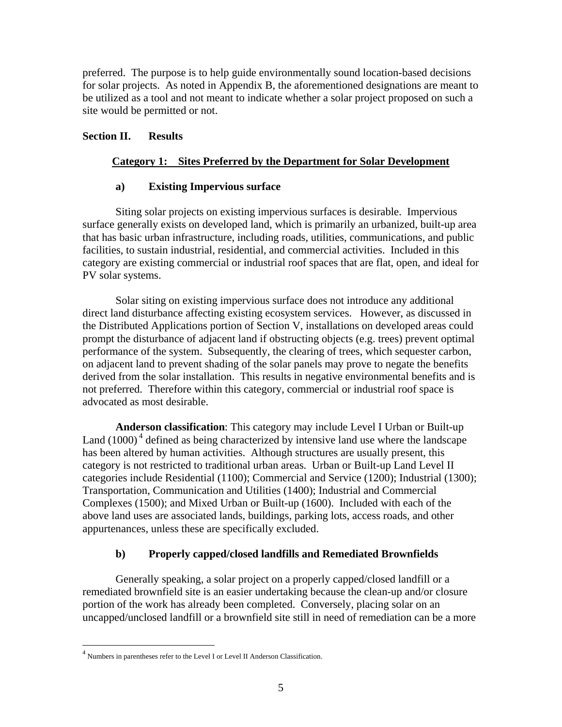preferred. The purpose is to help guide environmentally sound location-based decisions for solar projects. As noted in Appendix B, the aforementioned designations are meant to be utilized as a tool and not meant to indicate whether a solar project proposed on such a site would be permitted or not.

## Section II. Results

### Category 1: Sites Preferred by the Department for Solar Development

#### a) Existing Impervious surface

Siting solar projects on existing impervious surfaces is desirable. Impervious surface generally exists on developed land, which is primarily an urbanized, built-up area that has basic urban infrastructure, including roads, utilities, communications, and public facilities, to sustain industrial, residential, and commercial activities. Included in this category are existing commercial or industrial roof spaces that are flat, open, and ideal for PV solar systems.

Solar siting on existing impervious surface does not introduce any additional direct land disturbance affecting existing ecosystem services. However, as discussed in the Distributed Applications portion of Section V, installations on developed areas could prompt the disturbance of adjacent land if obstructing objects (e.g. trees) prevent optimal performance of the system. Subsequently, the clearing of trees, which sequester carbon, on adjacent land to prevent shading of the solar panels may prove to negate the benefits derived from the solar installation. This results in negative environmental benefits and is not preferred. Therefore within this category, commercial or industrial roof space is advocated as most desirable.

**Anderson classification**: This category may include Level I Urban or Built-up Land (1000) [4] defined as being characterized by intensive land use where the landscape has been altered by human activities. Although structures are usually present, this category is not restricted to traditional urban areas. Urban or Built-up Land Level II categories include Residential (1100); Commercial and Service (1200); Industrial (1300); Transportation, Communication and Utilities (1400); Industrial and Commercial Complexes (1500); and Mixed Urban or Built-up (1600). Included with each of the above land uses are associated lands, buildings, parking lots, access roads, and other appurtenances, unless these are specifically excluded.

#### b) Properly capped/closed landfills and Remediated Brownfields

Generally speaking, a solar project on a properly capped/closed landfill or a remediated brownfield site is an easier undertaking because the clean-up and/or closure portion of the work has already been completed. Conversely, placing solar on an uncapped/unclosed landfill or a brownfield site still in need of remediation can be a more

---

[4] Numbers in parentheses refer to the Level I or Level II Anderson Classification.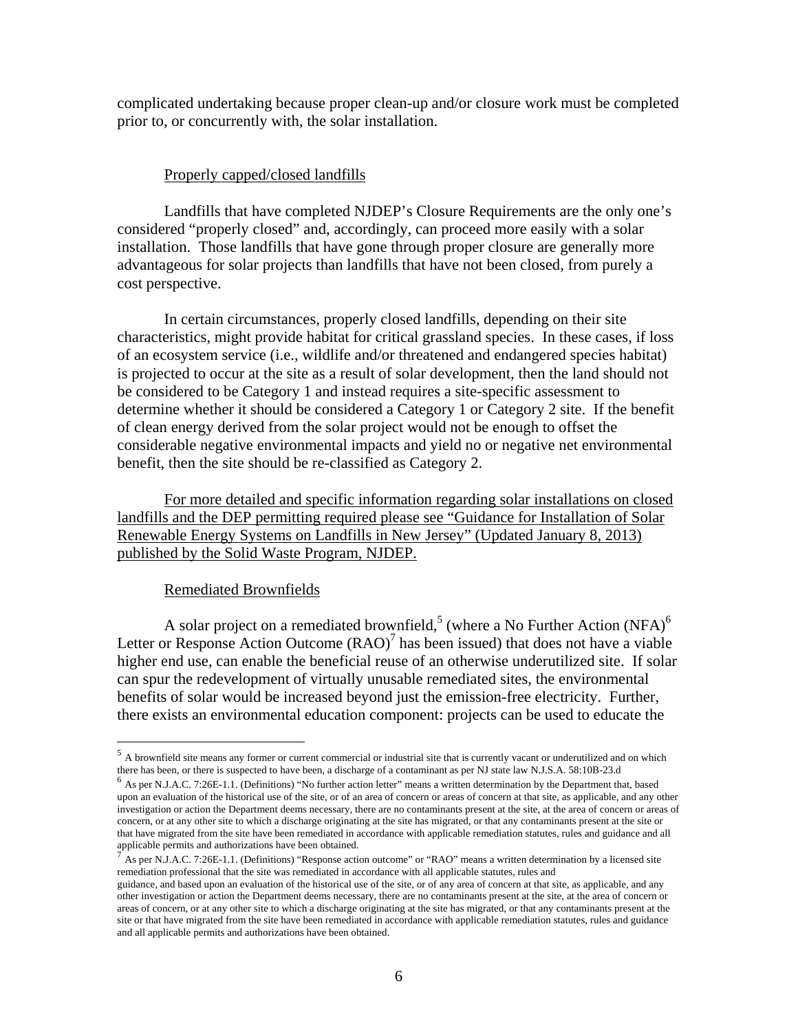complicated undertaking because proper clean-up and/or closure work must be completed prior to, or concurrently with, the solar installation.

<u>Properly capped/closed landfills</u>

Landfills that have completed NJDEP's Closure Requirements are the only one's considered "properly closed" and, accordingly, can proceed more easily with a solar installation. Those landfills that have gone through proper closure are generally more advantageous for solar projects than landfills that have not been closed, from purely a cost perspective.

In certain circumstances, properly closed landfills, depending on their site characteristics, might provide habitat for critical grassland species. In these cases, if loss of an ecosystem service (i.e., wildlife and/or threatened and endangered species habitat) is projected to occur at the site as a result of solar development, then the land should not be considered to be Category 1 and instead requires a site-specific assessment to determine whether it should be considered a Category 1 or Category 2 site. If the benefit of clean energy derived from the solar project would not be enough to offset the considerable negative environmental impacts and yield no or negative net environmental benefit, then the site should be re-classified as Category 2.

<u>For more detailed and specific information regarding solar installations on closed landfills and the DEP permitting required please see "Guidance for Installation of Solar Renewable Energy Systems on Landfills in New Jersey" (Updated January 8, 2013) published by the Solid Waste Program, NJDEP.</u>

<u>Remediated Brownfields</u>

A solar project on a remediated brownfield,[5] (where a No Further Action (NFA)[6] Letter or Response Action Outcome (RAO)[7] has been issued) that does not have a viable higher end use, can enable the beneficial reuse of an otherwise underutilized site. If solar can spur the redevelopment of virtually unusable remediated sites, the environmental benefits of solar would be increased beyond just the emission-free electricity. Further, there exists an environmental education component: projects can be used to educate the

---

[5] A brownfield site means any former or current commercial or industrial site that is currently vacant or underutilized and on which there has been, or there is suspected to have been, a discharge of a contaminant as per NJ state law N.J.S.A. 58:10B-23.d

[6] As per N.J.A.C. 7:26E-1.1. (Definitions) "No further action letter" means a written determination by the Department that, based upon an evaluation of the historical use of the site, or of an area of concern or areas of concern at that site, as applicable, and any other investigation or action the Department deems necessary, there are no contaminants present at the site, at the area of concern or areas of concern, or at any other site to which a discharge originating at the site has migrated, or that any contaminants present at the site or that have migrated from the site have been remediated in accordance with applicable remediation statutes, rules and guidance and all applicable permits and authorizations have been obtained.

[7] As per N.J.A.C. 7:26E-1.1. (Definitions) "Response action outcome" or "RAO" means a written determination by a licensed site remediation professional that the site was remediated in accordance with all applicable statutes, rules and guidance, and based upon an evaluation of the historical use of the site, or of any area of concern at that site, as applicable, and any other investigation or action the Department deems necessary, there are no contaminants present at the site, at the area of concern or areas of concern, or at any other site to which a discharge originating at the site has migrated, or that any contaminants present at the site or that have migrated from the site have been remediated in accordance with applicable remediation statutes, rules and guidance and all applicable permits and authorizations have been obtained.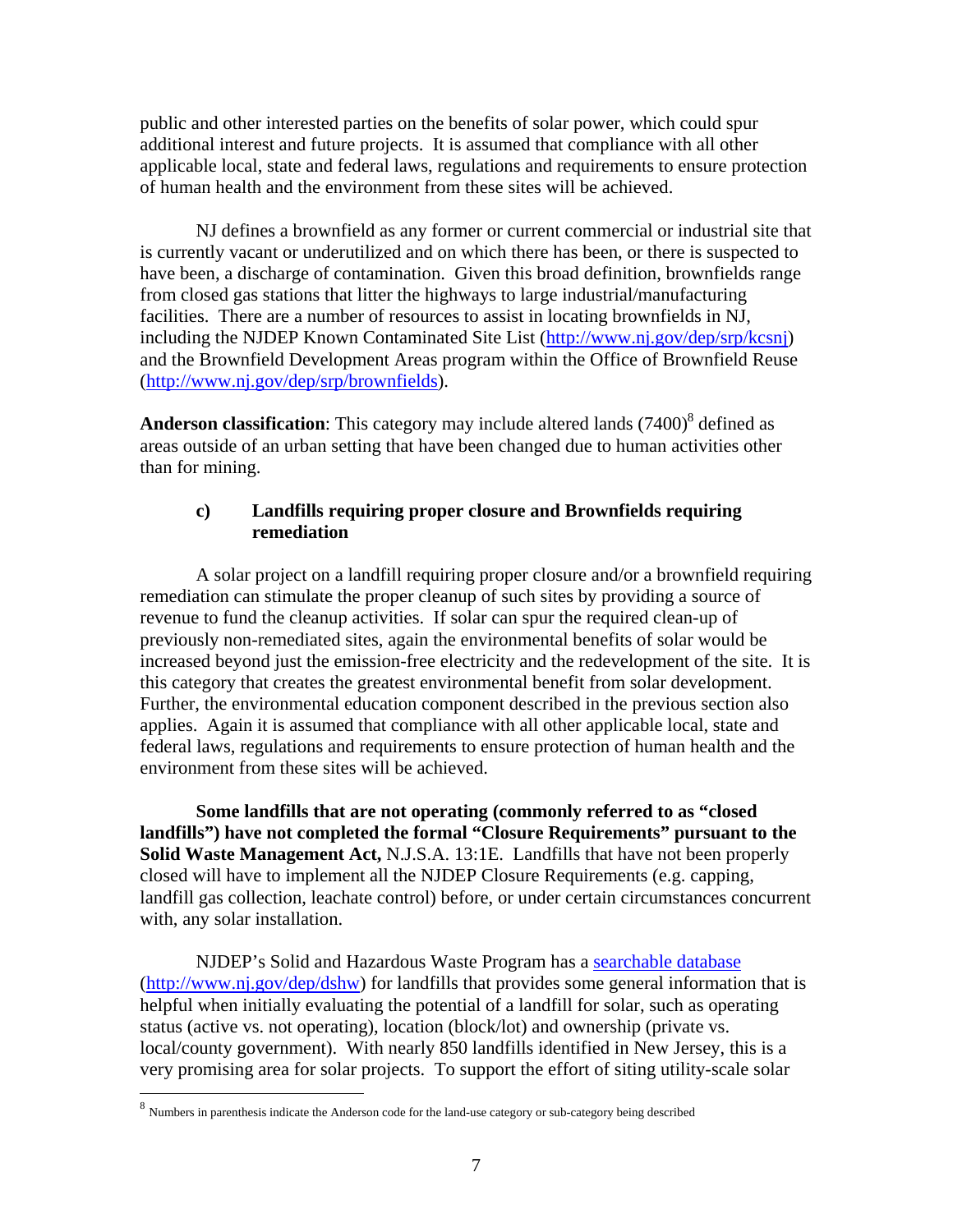public and other interested parties on the benefits of solar power, which could spur additional interest and future projects. It is assumed that compliance with all other applicable local, state and federal laws, regulations and requirements to ensure protection of human health and the environment from these sites will be achieved.

NJ defines a brownfield as any former or current commercial or industrial site that is currently vacant or underutilized and on which there has been, or there is suspected to have been, a discharge of contamination. Given this broad definition, brownfields range from closed gas stations that litter the highways to large industrial/manufacturing facilities. There are a number of resources to assist in locating brownfields in NJ, including the NJDEP Known Contaminated Site List (http://www.nj.gov/dep/srp/kcsnj) and the Brownfield Development Areas program within the Office of Brownfield Reuse (http://www.nj.gov/dep/srp/brownfields).

**Anderson classification**: This category may include altered lands (7400)[8] defined as areas outside of an urban setting that have been changed due to human activities other than for mining.

### c) Landfills requiring proper closure and Brownfields requiring remediation

A solar project on a landfill requiring proper closure and/or a brownfield requiring remediation can stimulate the proper cleanup of such sites by providing a source of revenue to fund the cleanup activities. If solar can spur the required clean-up of previously non-remediated sites, again the environmental benefits of solar would be increased beyond just the emission-free electricity and the redevelopment of the site. It is this category that creates the greatest environmental benefit from solar development. Further, the environmental education component described in the previous section also applies. Again it is assumed that compliance with all other applicable local, state and federal laws, regulations and requirements to ensure protection of human health and the environment from these sites will be achieved.

**Some landfills that are not operating (commonly referred to as "closed landfills") have not completed the formal "Closure Requirements" pursuant to the Solid Waste Management Act,** N.J.S.A. 13:1E. Landfills that have not been properly closed will have to implement all the NJDEP Closure Requirements (e.g. capping, landfill gas collection, leachate control) before, or under certain circumstances concurrent with, any solar installation.

NJDEP's Solid and Hazardous Waste Program has a searchable database (http://www.nj.gov/dep/dshw) for landfills that provides some general information that is helpful when initially evaluating the potential of a landfill for solar, such as operating status (active vs. not operating), location (block/lot) and ownership (private vs. local/county government). With nearly 850 landfills identified in New Jersey, this is a very promising area for solar projects. To support the effort of siting utility-scale solar

[8] Numbers in parenthesis indicate the Anderson code for the land-use category or sub-category being described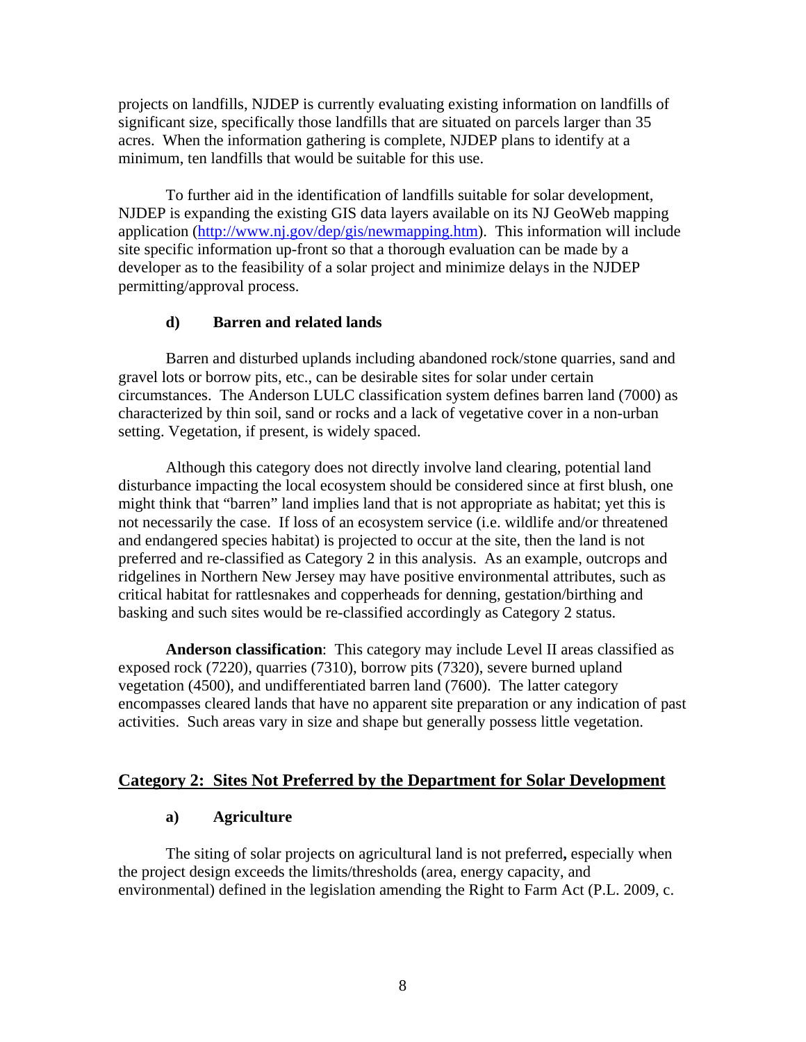projects on landfills, NJDEP is currently evaluating existing information on landfills of significant size, specifically those landfills that are situated on parcels larger than 35 acres. When the information gathering is complete, NJDEP plans to identify at a minimum, ten landfills that would be suitable for this use.

To further aid in the identification of landfills suitable for solar development, NJDEP is expanding the existing GIS data layers available on its NJ GeoWeb mapping application ([http://www.nj.gov/dep/gis/newmapping.htm](http://www.nj.gov/dep/gis/newmapping.htm)). This information will include site specific information up-front so that a thorough evaluation can be made by a developer as to the feasibility of a solar project and minimize delays in the NJDEP permitting/approval process.

#### d) Barren and related lands

Barren and disturbed uplands including abandoned rock/stone quarries, sand and gravel lots or borrow pits, etc., can be desirable sites for solar under certain circumstances. The Anderson LULC classification system defines barren land (7000) as characterized by thin soil, sand or rocks and a lack of vegetative cover in a non-urban setting. Vegetation, if present, is widely spaced.

Although this category does not directly involve land clearing, potential land disturbance impacting the local ecosystem should be considered since at first blush, one might think that "barren" land implies land that is not appropriate as habitat; yet this is not necessarily the case. If loss of an ecosystem service (i.e. wildlife and/or threatened and endangered species habitat) is projected to occur at the site, then the land is not preferred and re-classified as Category 2 in this analysis. As an example, outcrops and ridgelines in Northern New Jersey may have positive environmental attributes, such as critical habitat for rattlesnakes and copperheads for denning, gestation/birthing and basking and such sites would be re-classified accordingly as Category 2 status.

**Anderson classification**: This category may include Level II areas classified as exposed rock (7220), quarries (7310), borrow pits (7320), severe burned upland vegetation (4500), and undifferentiated barren land (7600). The latter category encompasses cleared lands that have no apparent site preparation or any indication of past activities. Such areas vary in size and shape but generally possess little vegetation.

### Category 2: Sites Not Preferred by the Department for Solar Development

#### a) Agriculture

The siting of solar projects on agricultural land is not preferred**,** especially when the project design exceeds the limits/thresholds (area, energy capacity, and environmental) defined in the legislation amending the Right to Farm Act (P.L. 2009, c.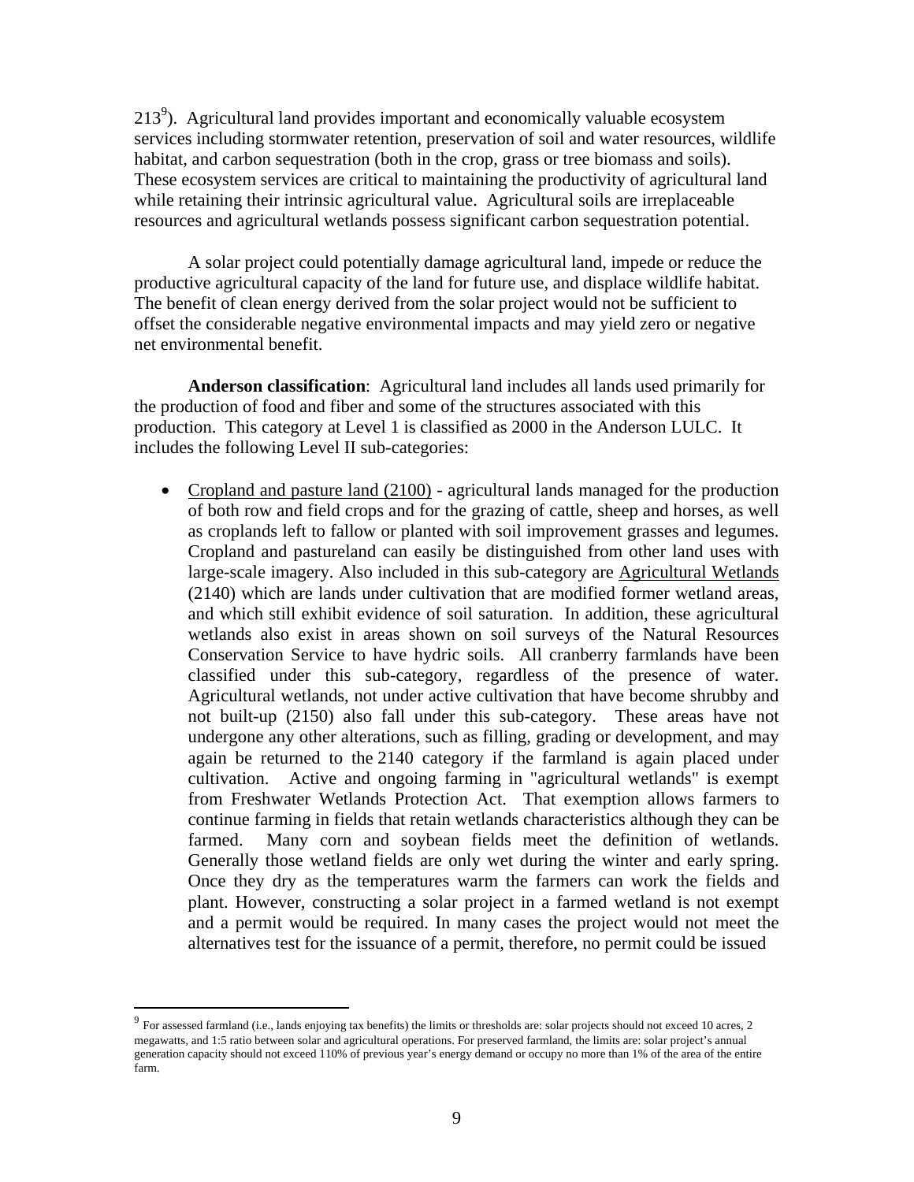213[9]). Agricultural land provides important and economically valuable ecosystem services including stormwater retention, preservation of soil and water resources, wildlife habitat, and carbon sequestration (both in the crop, grass or tree biomass and soils). These ecosystem services are critical to maintaining the productivity of agricultural land while retaining their intrinsic agricultural value. Agricultural soils are irreplaceable resources and agricultural wetlands possess significant carbon sequestration potential.

A solar project could potentially damage agricultural land, impede or reduce the productive agricultural capacity of the land for future use, and displace wildlife habitat. The benefit of clean energy derived from the solar project would not be sufficient to offset the considerable negative environmental impacts and may yield zero or negative net environmental benefit.

**Anderson classification**: Agricultural land includes all lands used primarily for the production of food and fiber and some of the structures associated with this production. This category at Level 1 is classified as 2000 in the Anderson LULC. It includes the following Level II sub-categories:

- Cropland and pasture land (2100) - agricultural lands managed for the production of both row and field crops and for the grazing of cattle, sheep and horses, as well as croplands left to fallow or planted with soil improvement grasses and legumes. Cropland and pastureland can easily be distinguished from other land uses with large-scale imagery. Also included in this sub-category are Agricultural Wetlands (2140) which are lands under cultivation that are modified former wetland areas, and which still exhibit evidence of soil saturation. In addition, these agricultural wetlands also exist in areas shown on soil surveys of the Natural Resources Conservation Service to have hydric soils. All cranberry farmlands have been classified under this sub-category, regardless of the presence of water. Agricultural wetlands, not under active cultivation that have become shrubby and not built-up (2150) also fall under this sub-category. These areas have not undergone any other alterations, such as filling, grading or development, and may again be returned to the 2140 category if the farmland is again placed under cultivation. Active and ongoing farming in "agricultural wetlands" is exempt from Freshwater Wetlands Protection Act. That exemption allows farmers to continue farming in fields that retain wetlands characteristics although they can be farmed. Many corn and soybean fields meet the definition of wetlands. Generally those wetland fields are only wet during the winter and early spring. Once they dry as the temperatures warm the farmers can work the fields and plant. However, constructing a solar project in a farmed wetland is not exempt and a permit would be required. In many cases the project would not meet the alternatives test for the issuance of a permit, therefore, no permit could be issued

---

[9] For assessed farmland (i.e., lands enjoying tax benefits) the limits or thresholds are: solar projects should not exceed 10 acres, 2 megawatts, and 1:5 ratio between solar and agricultural operations. For preserved farmland, the limits are: solar project's annual generation capacity should not exceed 110% of previous year's energy demand or occupy no more than 1% of the area of the entire farm.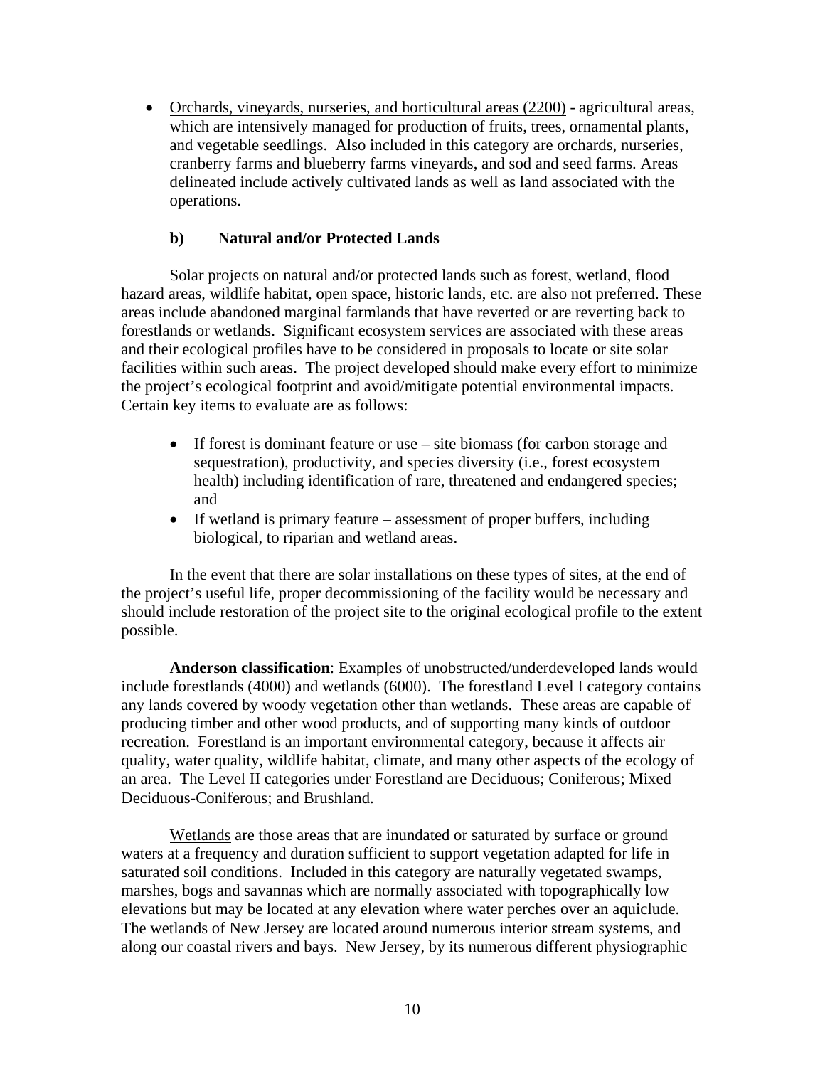- Orchards, vineyards, nurseries, and horticultural areas (2200) - agricultural areas, which are intensively managed for production of fruits, trees, ornamental plants, and vegetable seedlings. Also included in this category are orchards, nurseries, cranberry farms and blueberry farms vineyards, and sod and seed farms. Areas delineated include actively cultivated lands as well as land associated with the operations.

### b) Natural and/or Protected Lands

Solar projects on natural and/or protected lands such as forest, wetland, flood hazard areas, wildlife habitat, open space, historic lands, etc. are also not preferred. These areas include abandoned marginal farmlands that have reverted or are reverting back to forestlands or wetlands. Significant ecosystem services are associated with these areas and their ecological profiles have to be considered in proposals to locate or site solar facilities within such areas. The project developed should make every effort to minimize the project's ecological footprint and avoid/mitigate potential environmental impacts. Certain key items to evaluate are as follows:

- If forest is dominant feature or use – site biomass (for carbon storage and sequestration), productivity, and species diversity (i.e., forest ecosystem health) including identification of rare, threatened and endangered species; and
- If wetland is primary feature – assessment of proper buffers, including biological, to riparian and wetland areas.

In the event that there are solar installations on these types of sites, at the end of the project's useful life, proper decommissioning of the facility would be necessary and should include restoration of the project site to the original ecological profile to the extent possible.

**Anderson classification**: Examples of unobstructed/underdeveloped lands would include forestlands (4000) and wetlands (6000). The forestland Level I category contains any lands covered by woody vegetation other than wetlands. These areas are capable of producing timber and other wood products, and of supporting many kinds of outdoor recreation. Forestland is an important environmental category, because it affects air quality, water quality, wildlife habitat, climate, and many other aspects of the ecology of an area. The Level II categories under Forestland are Deciduous; Coniferous; Mixed Deciduous-Coniferous; and Brushland.

Wetlands are those areas that are inundated or saturated by surface or ground waters at a frequency and duration sufficient to support vegetation adapted for life in saturated soil conditions. Included in this category are naturally vegetated swamps, marshes, bogs and savannas which are normally associated with topographically low elevations but may be located at any elevation where water perches over an aquiclude. The wetlands of New Jersey are located around numerous interior stream systems, and along our coastal rivers and bays. New Jersey, by its numerous different physiographic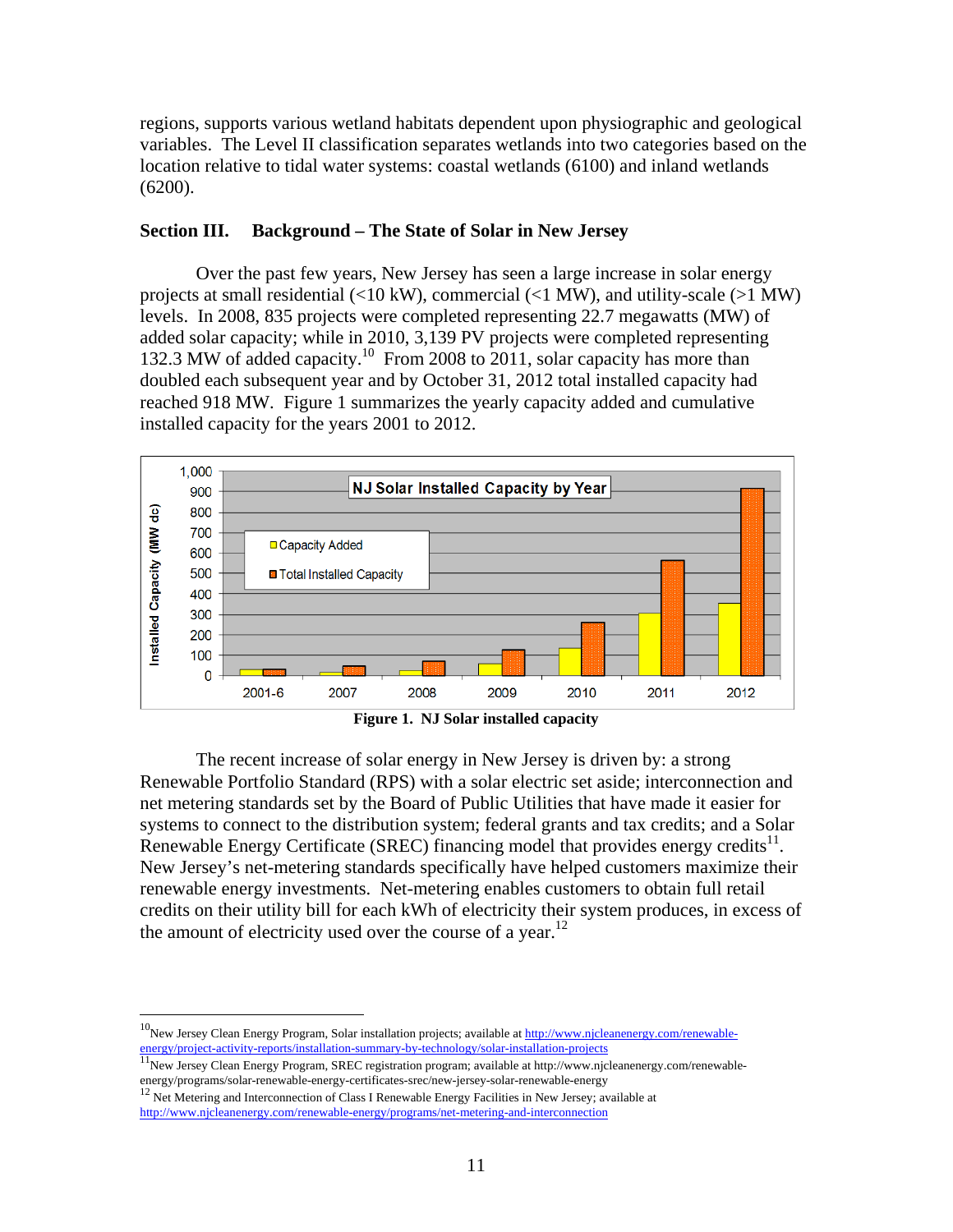regions, supports various wetland habitats dependent upon physiographic and geological variables. The Level II classification separates wetlands into two categories based on the location relative to tidal water systems: coastal wetlands (6100) and inland wetlands (6200).

## Section III. Background – The State of Solar in New Jersey

Over the past few years, New Jersey has seen a large increase in solar energy projects at small residential (<10 kW), commercial (<1 MW), and utility-scale (>1 MW) levels. In 2008, 835 projects were completed representing 22.7 megawatts (MW) of added solar capacity; while in 2010, 3,139 PV projects were completed representing 132.3 MW of added capacity.[10] From 2008 to 2011, solar capacity has more than doubled each subsequent year and by October 31, 2012 total installed capacity had reached 918 MW. Figure 1 summarizes the yearly capacity added and cumulative installed capacity for the years 2001 to 2012.

**Figure 1. NJ Solar installed capacity**

The recent increase of solar energy in New Jersey is driven by: a strong Renewable Portfolio Standard (RPS) with a solar electric set aside; interconnection and net metering standards set by the Board of Public Utilities that have made it easier for systems to connect to the distribution system; federal grants and tax credits; and a Solar Renewable Energy Certificate (SREC) financing model that provides energy credits[11]. New Jersey's net-metering standards specifically have helped customers maximize their renewable energy investments. Net-metering enables customers to obtain full retail credits on their utility bill for each kWh of electricity their system produces, in excess of the amount of electricity used over the course of a year.[12]

---

[10] New Jersey Clean Energy Program, Solar installation projects; available at http://www.njcleanenergy.com/renewable-energy/project-activity-reports/installation-summary-by-technology/solar-installation-projects

[11] New Jersey Clean Energy Program, SREC registration program; available at http://www.njcleanenergy.com/renewable-energy/programs/solar-renewable-energy-certificates-srec/new-jersey-solar-renewable-energy

[12] Net Metering and Interconnection of Class I Renewable Energy Facilities in New Jersey; available at http://www.njcleanenergy.com/renewable-energy/programs/net-metering-and-interconnection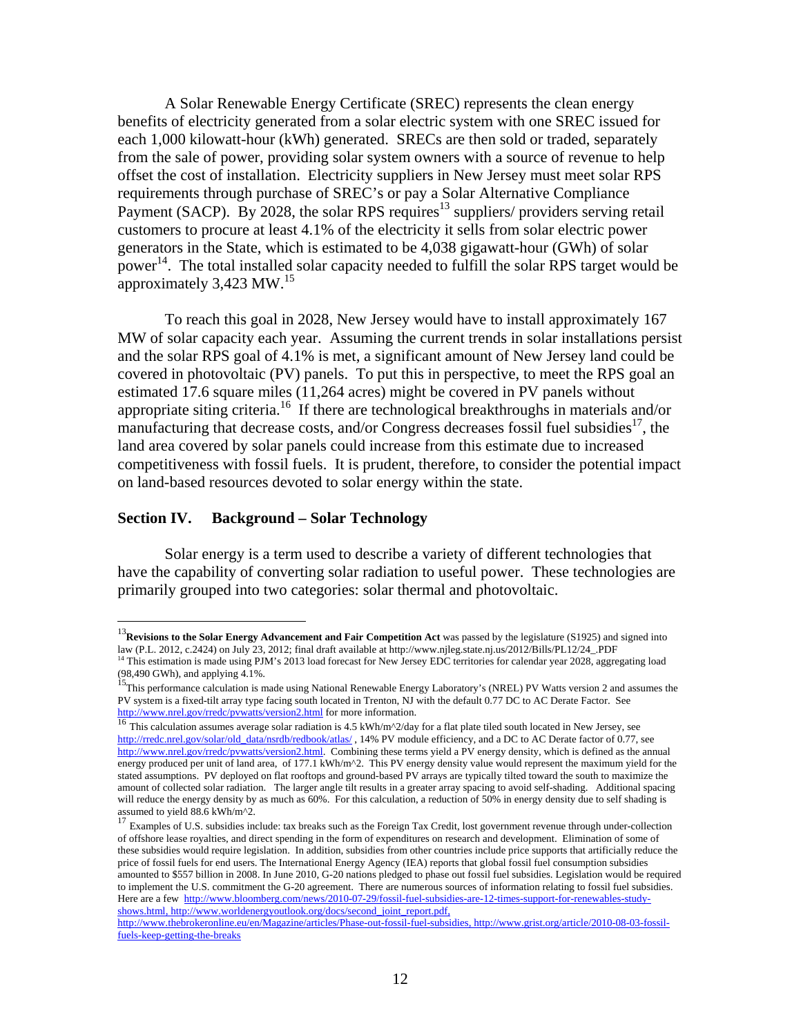A Solar Renewable Energy Certificate (SREC) represents the clean energy benefits of electricity generated from a solar electric system with one SREC issued for each 1,000 kilowatt-hour (kWh) generated. SRECs are then sold or traded, separately from the sale of power, providing solar system owners with a source of revenue to help offset the cost of installation. Electricity suppliers in New Jersey must meet solar RPS requirements through purchase of SREC's or pay a Solar Alternative Compliance Payment (SACP). By 2028, the solar RPS requires[13] suppliers/ providers serving retail customers to procure at least 4.1% of the electricity it sells from solar electric power generators in the State, which is estimated to be 4,038 gigawatt-hour (GWh) of solar power[14]. The total installed solar capacity needed to fulfill the solar RPS target would be approximately 3,423 MW.[15]

To reach this goal in 2028, New Jersey would have to install approximately 167 MW of solar capacity each year. Assuming the current trends in solar installations persist and the solar RPS goal of 4.1% is met, a significant amount of New Jersey land could be covered in photovoltaic (PV) panels. To put this in perspective, to meet the RPS goal an estimated 17.6 square miles (11,264 acres) might be covered in PV panels without appropriate siting criteria.[16] If there are technological breakthroughs in materials and/or manufacturing that decrease costs, and/or Congress decreases fossil fuel subsidies[17], the land area covered by solar panels could increase from this estimate due to increased competitiveness with fossil fuels. It is prudent, therefore, to consider the potential impact on land-based resources devoted to solar energy within the state.

## Section IV. Background – Solar Technology

Solar energy is a term used to describe a variety of different technologies that have the capability of converting solar radiation to useful power. These technologies are primarily grouped into two categories: solar thermal and photovoltaic.

---

[13] **Revisions to the Solar Energy Advancement and Fair Competition Act** was passed by the legislature (S1925) and signed into law (P.L. 2012, c.2424) on July 23, 2012; final draft available at http://www.njleg.state.nj.us/2012/Bills/PL12/24_.PDF

[14] This estimation is made using PJM's 2013 load forecast for New Jersey EDC territories for calendar year 2028, aggregating load (98,490 GWh), and applying 4.1%.

[15] This performance calculation is made using National Renewable Energy Laboratory's (NREL) PV Watts version 2 and assumes the PV system is a fixed-tilt array type facing south located in Trenton, NJ with the default 0.77 DC to AC Derate Factor. See http://www.nrel.gov/rredc/pvwatts/version2.html for more information.

[16] This calculation assumes average solar radiation is 4.5 kWh/m^2/day for a flat plate tiled south located in New Jersey, see http://rredc.nrel.gov/solar/old_data/nsrdb/redbook/atlas/ , 14% PV module efficiency, and a DC to AC Derate factor of 0.77, see http://www.nrel.gov/rredc/pvwatts/version2.html. Combining these terms yield a PV energy density, which is defined as the annual energy produced per unit of land area, of 177.1 kWh/m^2. This PV energy density value would represent the maximum yield for the stated assumptions. PV deployed on flat rooftops and ground-based PV arrays are typically tilted toward the south to maximize the amount of collected solar radiation. The larger angle tilt results in a greater array spacing to avoid self-shading. Additional spacing will reduce the energy density by as much as 60%. For this calculation, a reduction of 50% in energy density due to self shading is assumed to yield 88.6 kWh/m^2.

[17] Examples of U.S. subsidies include: tax breaks such as the Foreign Tax Credit, lost government revenue through under-collection of offshore lease royalties, and direct spending in the form of expenditures on research and development. Elimination of some of these subsidies would require legislation. In addition, subsidies from other countries include price supports that artificially reduce the price of fossil fuels for end users. The International Energy Agency (IEA) reports that global fossil fuel consumption subsidies amounted to $557 billion in 2008. In June 2010, G-20 nations pledged to phase out fossil fuel subsidies. Legislation would be required to implement the U.S. commitment the G-20 agreement. There are numerous sources of information relating to fossil fuel subsidies. Here are a few http://www.bloomberg.com/news/2010-07-29/fossil-fuel-subsidies-are-12-times-support-for-renewables-study-shows.html, http://www.worldenergyoutlook.org/docs/second_joint_report.pdf, http://www.thebrokeronline.eu/en/Magazine/articles/Phase-out-fossil-fuel-subsidies, http://www.grist.org/article/2010-08-03-fossil-fuels-keep-getting-the-breaks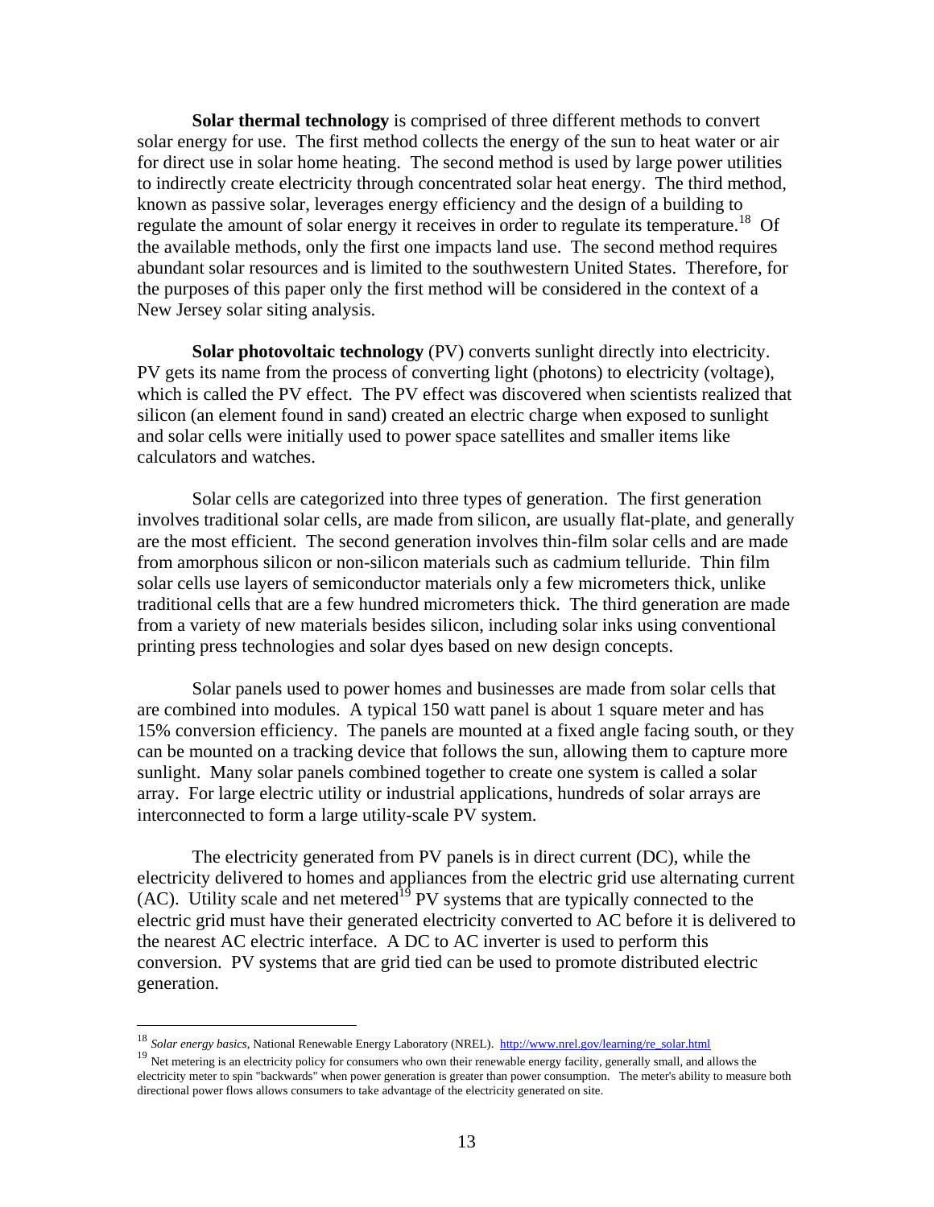**Solar thermal technology** is comprised of three different methods to convert solar energy for use. The first method collects the energy of the sun to heat water or air for direct use in solar home heating. The second method is used by large power utilities to indirectly create electricity through concentrated solar heat energy. The third method, known as passive solar, leverages energy efficiency and the design of a building to regulate the amount of solar energy it receives in order to regulate its temperature.[18] Of the available methods, only the first one impacts land use. The second method requires abundant solar resources and is limited to the southwestern United States. Therefore, for the purposes of this paper only the first method will be considered in the context of a New Jersey solar siting analysis.

**Solar photovoltaic technology** (PV) converts sunlight directly into electricity. PV gets its name from the process of converting light (photons) to electricity (voltage), which is called the PV effect. The PV effect was discovered when scientists realized that silicon (an element found in sand) created an electric charge when exposed to sunlight and solar cells were initially used to power space satellites and smaller items like calculators and watches.

Solar cells are categorized into three types of generation. The first generation involves traditional solar cells, are made from silicon, are usually flat-plate, and generally are the most efficient. The second generation involves thin-film solar cells and are made from amorphous silicon or non-silicon materials such as cadmium telluride. Thin film solar cells use layers of semiconductor materials only a few micrometers thick, unlike traditional cells that are a few hundred micrometers thick. The third generation are made from a variety of new materials besides silicon, including solar inks using conventional printing press technologies and solar dyes based on new design concepts.

Solar panels used to power homes and businesses are made from solar cells that are combined into modules. A typical 150 watt panel is about 1 square meter and has 15% conversion efficiency. The panels are mounted at a fixed angle facing south, or they can be mounted on a tracking device that follows the sun, allowing them to capture more sunlight. Many solar panels combined together to create one system is called a solar array. For large electric utility or industrial applications, hundreds of solar arrays are interconnected to form a large utility-scale PV system.

The electricity generated from PV panels is in direct current (DC), while the electricity delivered to homes and appliances from the electric grid use alternating current (AC). Utility scale and net metered[19] PV systems that are typically connected to the electric grid must have their generated electricity converted to AC before it is delivered to the nearest AC electric interface. A DC to AC inverter is used to perform this conversion. PV systems that are grid tied can be used to promote distributed electric generation.

---

[18] *Solar energy basics*, National Renewable Energy Laboratory (NREL). http://www.nrel.gov/learning/re_solar.html

[19] Net metering is an electricity policy for consumers who own their renewable energy facility, generally small, and allows the electricity meter to spin "backwards" when power generation is greater than power consumption. The meter's ability to measure both directional power flows allows consumers to take advantage of the electricity generated on site.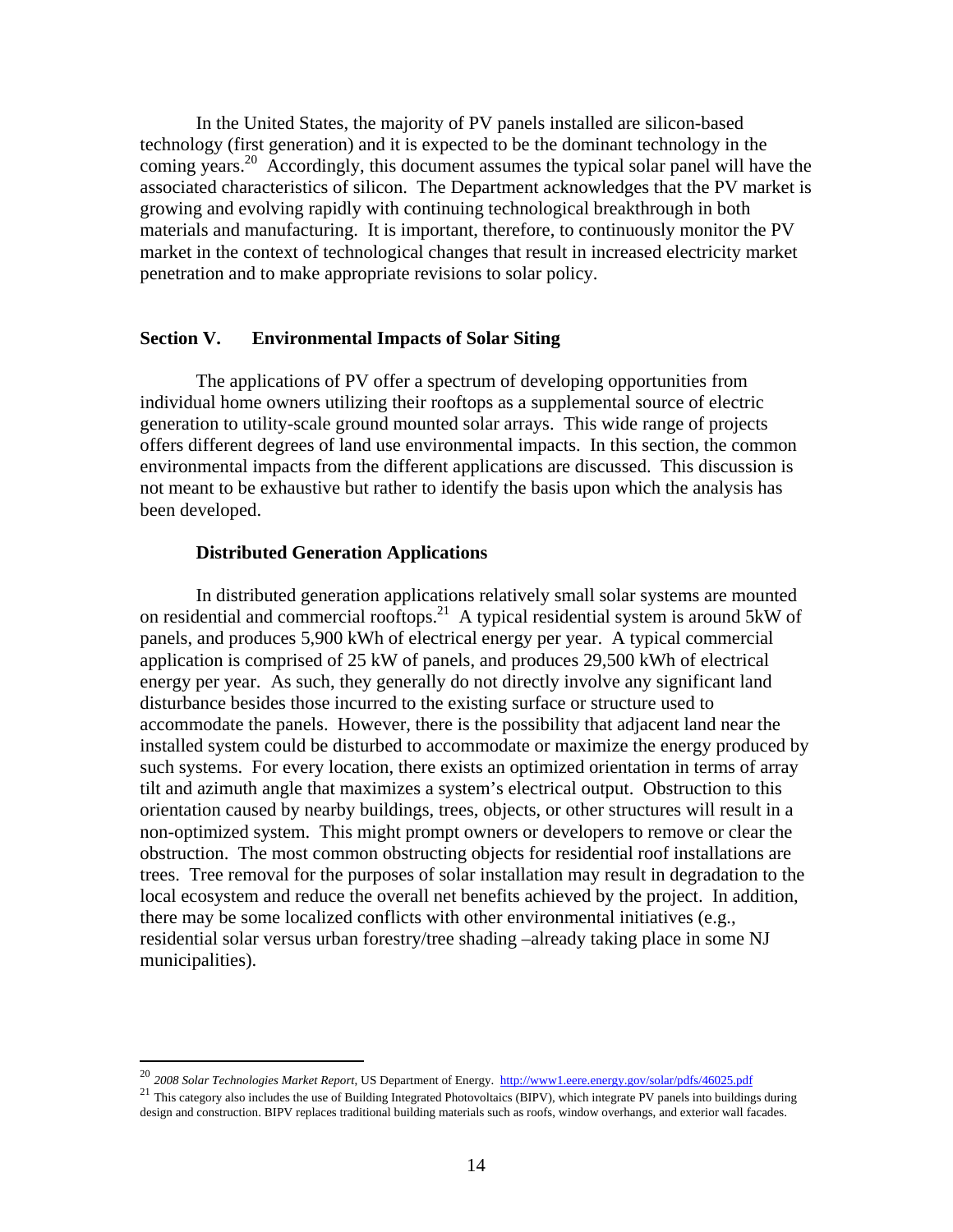In the United States, the majority of PV panels installed are silicon-based technology (first generation) and it is expected to be the dominant technology in the coming years.[20] Accordingly, this document assumes the typical solar panel will have the associated characteristics of silicon. The Department acknowledges that the PV market is growing and evolving rapidly with continuing technological breakthrough in both materials and manufacturing. It is important, therefore, to continuously monitor the PV market in the context of technological changes that result in increased electricity market penetration and to make appropriate revisions to solar policy.

## Section V. Environmental Impacts of Solar Siting

The applications of PV offer a spectrum of developing opportunities from individual home owners utilizing their rooftops as a supplemental source of electric generation to utility-scale ground mounted solar arrays. This wide range of projects offers different degrees of land use environmental impacts. In this section, the common environmental impacts from the different applications are discussed. This discussion is not meant to be exhaustive but rather to identify the basis upon which the analysis has been developed.

### Distributed Generation Applications

In distributed generation applications relatively small solar systems are mounted on residential and commercial rooftops.[21] A typical residential system is around 5kW of panels, and produces 5,900 kWh of electrical energy per year. A typical commercial application is comprised of 25 kW of panels, and produces 29,500 kWh of electrical energy per year. As such, they generally do not directly involve any significant land disturbance besides those incurred to the existing surface or structure used to accommodate the panels. However, there is the possibility that adjacent land near the installed system could be disturbed to accommodate or maximize the energy produced by such systems. For every location, there exists an optimized orientation in terms of array tilt and azimuth angle that maximizes a system's electrical output. Obstruction to this orientation caused by nearby buildings, trees, objects, or other structures will result in a non-optimized system. This might prompt owners or developers to remove or clear the obstruction. The most common obstructing objects for residential roof installations are trees. Tree removal for the purposes of solar installation may result in degradation to the local ecosystem and reduce the overall net benefits achieved by the project. In addition, there may be some localized conflicts with other environmental initiatives (e.g., residential solar versus urban forestry/tree shading –already taking place in some NJ municipalities).

---

[20] *2008 Solar Technologies Market Report*, US Department of Energy. http://www1.eere.energy.gov/solar/pdfs/46025.pdf

[21] This category also includes the use of Building Integrated Photovoltaics (BIPV), which integrate PV panels into buildings during design and construction. BIPV replaces traditional building materials such as roofs, window overhangs, and exterior wall facades.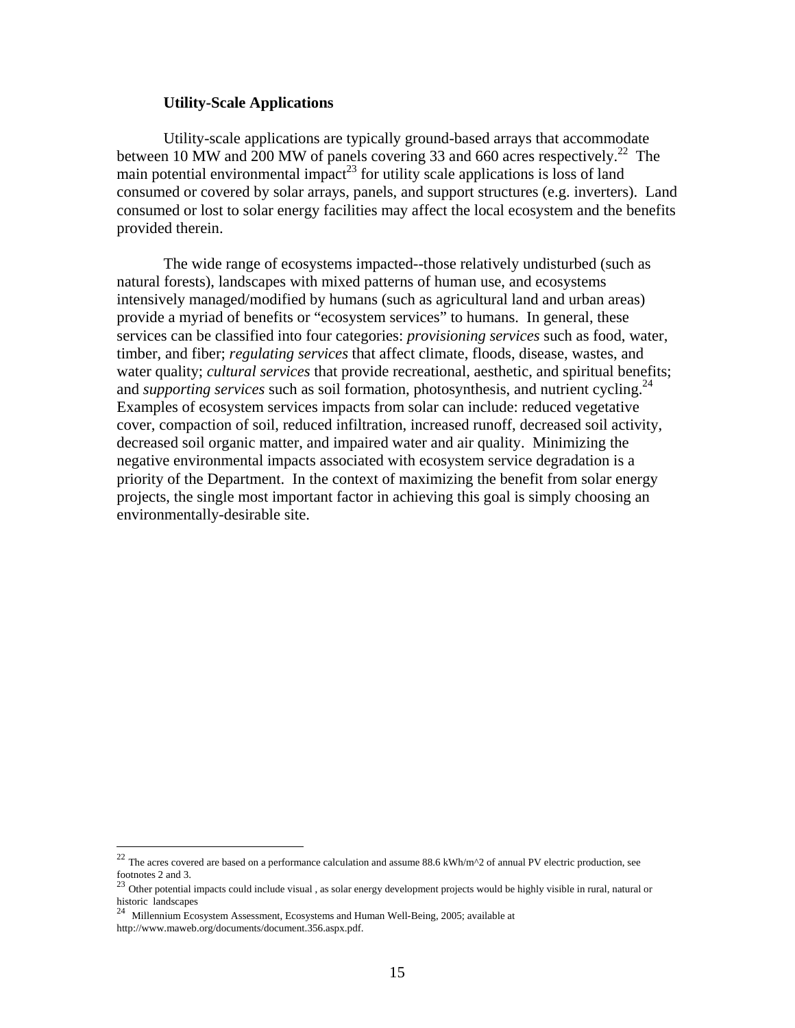### Utility-Scale Applications

Utility-scale applications are typically ground-based arrays that accommodate between 10 MW and 200 MW of panels covering 33 and 660 acres respectively.[22] The main potential environmental impact[23] for utility scale applications is loss of land consumed or covered by solar arrays, panels, and support structures (e.g. inverters). Land consumed or lost to solar energy facilities may affect the local ecosystem and the benefits provided therein.

The wide range of ecosystems impacted--those relatively undisturbed (such as natural forests), landscapes with mixed patterns of human use, and ecosystems intensively managed/modified by humans (such as agricultural land and urban areas) provide a myriad of benefits or "ecosystem services" to humans. In general, these services can be classified into four categories: *provisioning services* such as food, water, timber, and fiber; *regulating services* that affect climate, floods, disease, wastes, and water quality; *cultural services* that provide recreational, aesthetic, and spiritual benefits; and *supporting services* such as soil formation, photosynthesis, and nutrient cycling.[24] Examples of ecosystem services impacts from solar can include: reduced vegetative cover, compaction of soil, reduced infiltration, increased runoff, decreased soil activity, decreased soil organic matter, and impaired water and air quality. Minimizing the negative environmental impacts associated with ecosystem service degradation is a priority of the Department. In the context of maximizing the benefit from solar energy projects, the single most important factor in achieving this goal is simply choosing an environmentally-desirable site.

---

[22] The acres covered are based on a performance calculation and assume 88.6 kWh/m^2 of annual PV electric production, see footnotes 2 and 3.

[23] Other potential impacts could include visual , as solar energy development projects would be highly visible in rural, natural or historic landscapes

[24] Millennium Ecosystem Assessment, Ecosystems and Human Well-Being, 2005; available at http://www.maweb.org/documents/document.356.aspx.pdf.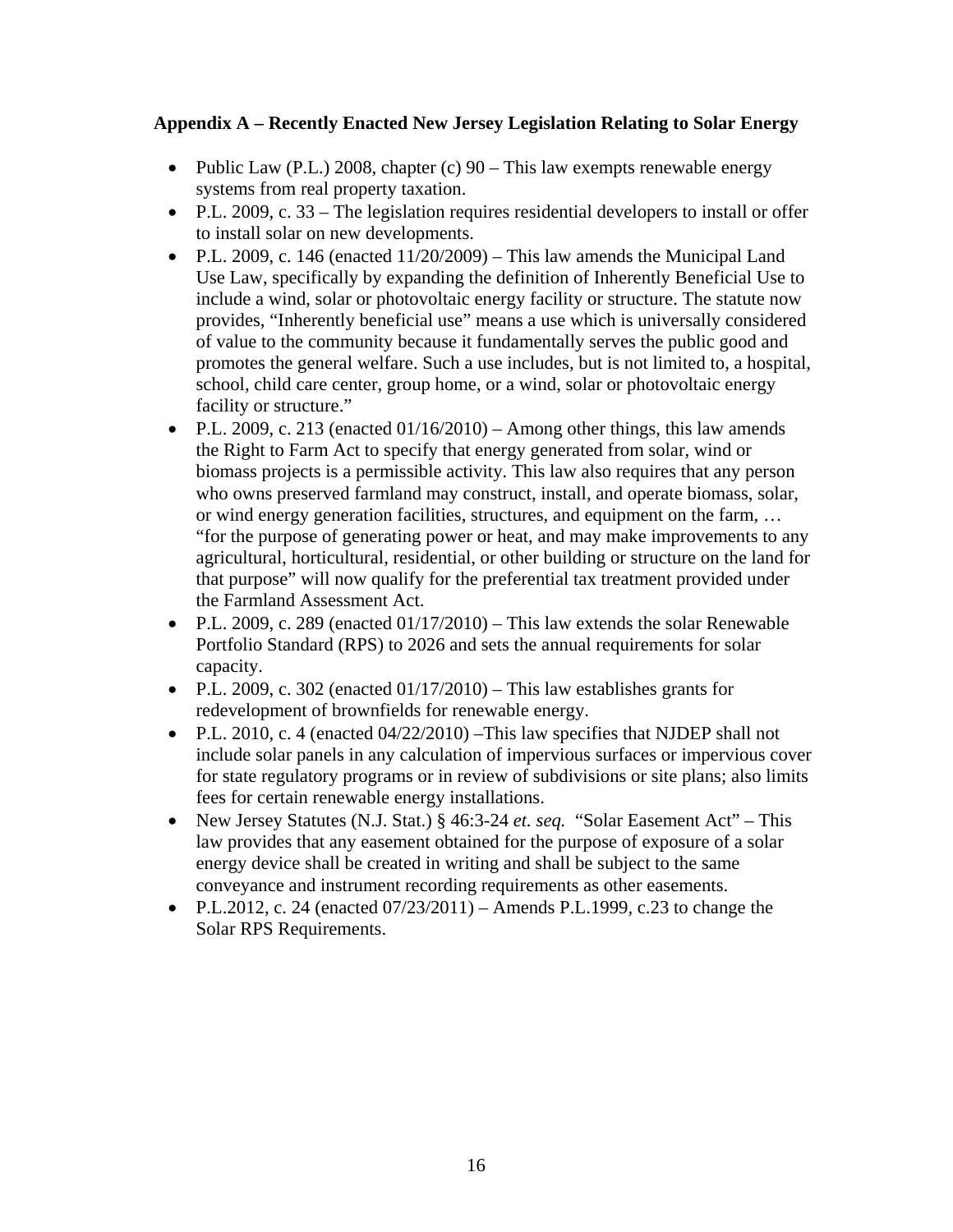## Appendix A – Recently Enacted New Jersey Legislation Relating to Solar Energy

- Public Law (P.L.) 2008, chapter (c) 90 – This law exempts renewable energy systems from real property taxation.
- P.L. 2009, c. 33 – The legislation requires residential developers to install or offer to install solar on new developments.
- P.L. 2009, c. 146 (enacted 11/20/2009) – This law amends the Municipal Land Use Law, specifically by expanding the definition of Inherently Beneficial Use to include a wind, solar or photovoltaic energy facility or structure. The statute now provides, "Inherently beneficial use" means a use which is universally considered of value to the community because it fundamentally serves the public good and promotes the general welfare. Such a use includes, but is not limited to, a hospital, school, child care center, group home, or a wind, solar or photovoltaic energy facility or structure."
- P.L. 2009, c. 213 (enacted 01/16/2010) – Among other things, this law amends the Right to Farm Act to specify that energy generated from solar, wind or biomass projects is a permissible activity. This law also requires that any person who owns preserved farmland may construct, install, and operate biomass, solar, or wind energy generation facilities, structures, and equipment on the farm, … "for the purpose of generating power or heat, and may make improvements to any agricultural, horticultural, residential, or other building or structure on the land for that purpose" will now qualify for the preferential tax treatment provided under the Farmland Assessment Act.
- P.L. 2009, c. 289 (enacted 01/17/2010) – This law extends the solar Renewable Portfolio Standard (RPS) to 2026 and sets the annual requirements for solar capacity.
- P.L. 2009, c. 302 (enacted 01/17/2010) – This law establishes grants for redevelopment of brownfields for renewable energy.
- P.L. 2010, c. 4 (enacted 04/22/2010) –This law specifies that NJDEP shall not include solar panels in any calculation of impervious surfaces or impervious cover for state regulatory programs or in review of subdivisions or site plans; also limits fees for certain renewable energy installations.
- New Jersey Statutes (N.J. Stat.) § 46:3-24 *et. seq.* "Solar Easement Act" – This law provides that any easement obtained for the purpose of exposure of a solar energy device shall be created in writing and shall be subject to the same conveyance and instrument recording requirements as other easements.
- P.L.2012, c. 24 (enacted 07/23/2011) – Amends P.L.1999, c.23 to change the Solar RPS Requirements.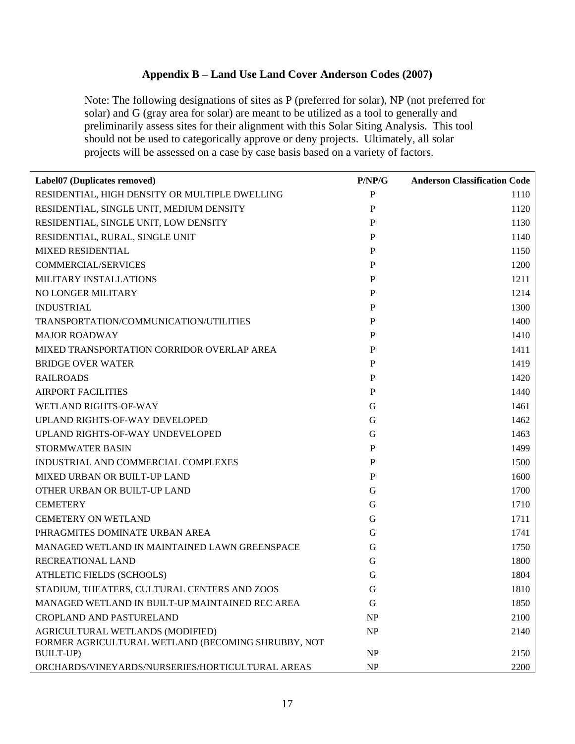## Appendix B – Land Use Land Cover Anderson Codes (2007)

Note: The following designations of sites as P (preferred for solar), NP (not preferred for solar) and G (gray area for solar) are meant to be utilized as a tool to generally and preliminarily assess sites for their alignment with this Solar Siting Analysis. This tool should not be used to categorically approve or deny projects. Ultimately, all solar projects will be assessed on a case by case basis based on a variety of factors.

| Label07 (Duplicates removed) | P/NP/G | Anderson Classification Code |
|---|---|---|
| RESIDENTIAL, HIGH DENSITY OR MULTIPLE DWELLING | P | 1110 |
| RESIDENTIAL, SINGLE UNIT, MEDIUM DENSITY | P | 1120 |
| RESIDENTIAL, SINGLE UNIT, LOW DENSITY | P | 1130 |
| RESIDENTIAL, RURAL, SINGLE UNIT | P | 1140 |
| MIXED RESIDENTIAL | P | 1150 |
| COMMERCIAL/SERVICES | P | 1200 |
| MILITARY INSTALLATIONS | P | 1211 |
| NO LONGER MILITARY | P | 1214 |
| INDUSTRIAL | P | 1300 |
| TRANSPORTATION/COMMUNICATION/UTILITIES | P | 1400 |
| MAJOR ROADWAY | P | 1410 |
| MIXED TRANSPORTATION CORRIDOR OVERLAP AREA | P | 1411 |
| BRIDGE OVER WATER | P | 1419 |
| RAILROADS | P | 1420 |
| AIRPORT FACILITIES | P | 1440 |
| WETLAND RIGHTS-OF-WAY | G | 1461 |
| UPLAND RIGHTS-OF-WAY DEVELOPED | G | 1462 |
| UPLAND RIGHTS-OF-WAY UNDEVELOPED | G | 1463 |
| STORMWATER BASIN | P | 1499 |
| INDUSTRIAL AND COMMERCIAL COMPLEXES | P | 1500 |
| MIXED URBAN OR BUILT-UP LAND | P | 1600 |
| OTHER URBAN OR BUILT-UP LAND | G | 1700 |
| CEMETERY | G | 1710 |
| CEMETERY ON WETLAND | G | 1711 |
| PHRAGMITES DOMINATE URBAN AREA | G | 1741 |
| MANAGED WETLAND IN MAINTAINED LAWN GREENSPACE | G | 1750 |
| RECREATIONAL LAND | G | 1800 |
| ATHLETIC FIELDS (SCHOOLS) | G | 1804 |
| STADIUM, THEATERS, CULTURAL CENTERS AND ZOOS | G | 1810 |
| MANAGED WETLAND IN BUILT-UP MAINTAINED REC AREA | G | 1850 |
| CROPLAND AND PASTURELAND | NP | 2100 |
| AGRICULTURAL WETLANDS (MODIFIED) | NP | 2140 |
| FORMER AGRICULTURAL WETLAND (BECOMING SHRUBBY, NOT BUILT-UP) | NP | 2150 |
| ORCHARDS/VINEYARDS/NURSERIES/HORTICULTURAL AREAS | NP | 2200 |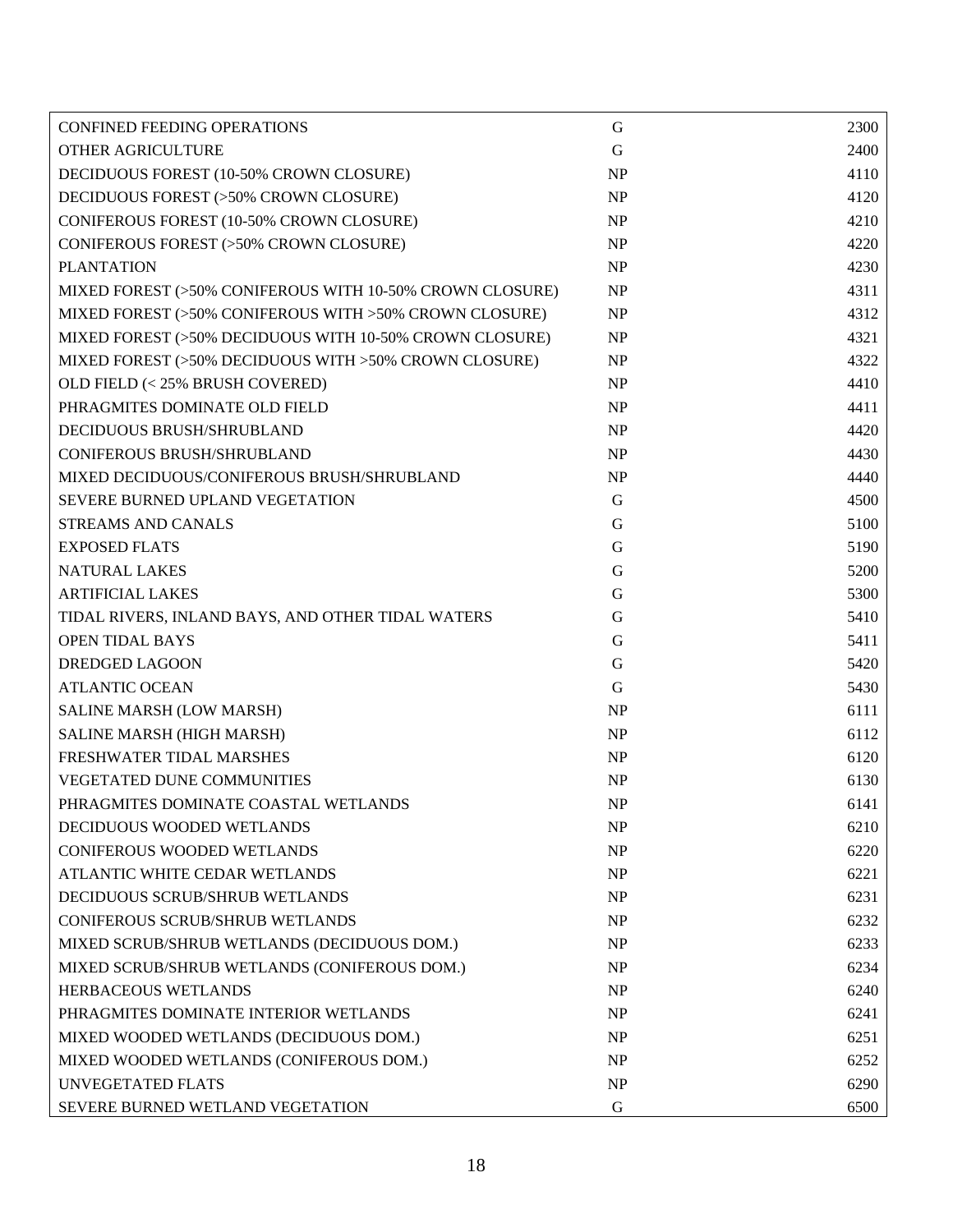| | | |
|---|---|---|
| CONFINED FEEDING OPERATIONS | G | 2300 |
| OTHER AGRICULTURE | G | 2400 |
| DECIDUOUS FOREST (10-50% CROWN CLOSURE) | NP | 4110 |
| DECIDUOUS FOREST (>50% CROWN CLOSURE) | NP | 4120 |
| CONIFEROUS FOREST (10-50% CROWN CLOSURE) | NP | 4210 |
| CONIFEROUS FOREST (>50% CROWN CLOSURE) | NP | 4220 |
| PLANTATION | NP | 4230 |
| MIXED FOREST (>50% CONIFEROUS WITH 10-50% CROWN CLOSURE) | NP | 4311 |
| MIXED FOREST (>50% CONIFEROUS WITH >50% CROWN CLOSURE) | NP | 4312 |
| MIXED FOREST (>50% DECIDUOUS WITH 10-50% CROWN CLOSURE) | NP | 4321 |
| MIXED FOREST (>50% DECIDUOUS WITH >50% CROWN CLOSURE) | NP | 4322 |
| OLD FIELD (< 25% BRUSH COVERED) | NP | 4410 |
| PHRAGMITES DOMINATE OLD FIELD | NP | 4411 |
| DECIDUOUS BRUSH/SHRUBLAND | NP | 4420 |
| CONIFEROUS BRUSH/SHRUBLAND | NP | 4430 |
| MIXED DECIDUOUS/CONIFEROUS BRUSH/SHRUBLAND | NP | 4440 |
| SEVERE BURNED UPLAND VEGETATION | G | 4500 |
| STREAMS AND CANALS | G | 5100 |
| EXPOSED FLATS | G | 5190 |
| NATURAL LAKES | G | 5200 |
| ARTIFICIAL LAKES | G | 5300 |
| TIDAL RIVERS, INLAND BAYS, AND OTHER TIDAL WATERS | G | 5410 |
| OPEN TIDAL BAYS | G | 5411 |
| DREDGED LAGOON | G | 5420 |
| ATLANTIC OCEAN | G | 5430 |
| SALINE MARSH (LOW MARSH) | NP | 6111 |
| SALINE MARSH (HIGH MARSH) | NP | 6112 |
| FRESHWATER TIDAL MARSHES | NP | 6120 |
| VEGETATED DUNE COMMUNITIES | NP | 6130 |
| PHRAGMITES DOMINATE COASTAL WETLANDS | NP | 6141 |
| DECIDUOUS WOODED WETLANDS | NP | 6210 |
| CONIFEROUS WOODED WETLANDS | NP | 6220 |
| ATLANTIC WHITE CEDAR WETLANDS | NP | 6221 |
| DECIDUOUS SCRUB/SHRUB WETLANDS | NP | 6231 |
| CONIFEROUS SCRUB/SHRUB WETLANDS | NP | 6232 |
| MIXED SCRUB/SHRUB WETLANDS (DECIDUOUS DOM.) | NP | 6233 |
| MIXED SCRUB/SHRUB WETLANDS (CONIFEROUS DOM.) | NP | 6234 |
| HERBACEOUS WETLANDS | NP | 6240 |
| PHRAGMITES DOMINATE INTERIOR WETLANDS | NP | 6241 |
| MIXED WOODED WETLANDS (DECIDUOUS DOM.) | NP | 6251 |
| MIXED WOODED WETLANDS (CONIFEROUS DOM.) | NP | 6252 |
| UNVEGETATED FLATS | NP | 6290 |
| SEVERE BURNED WETLAND VEGETATION | G | 6500 |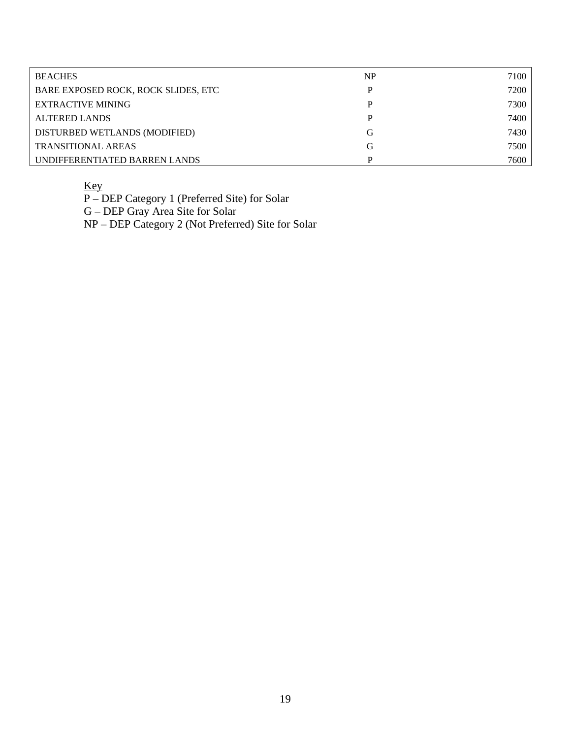| | | |
|---|---|---|
| BEACHES | NP | 7100 |
| BARE EXPOSED ROCK, ROCK SLIDES, ETC | P | 7200 |
| EXTRACTIVE MINING | P | 7300 |
| ALTERED LANDS | P | 7400 |
| DISTURBED WETLANDS (MODIFIED) | G | 7430 |
| TRANSITIONAL AREAS | G | 7500 |
| UNDIFFERENTIATED BARREN LANDS | P | 7600 |

Key

P – DEP Category 1 (Preferred Site) for Solar

G – DEP Gray Area Site for Solar

NP – DEP Category 2 (Not Preferred) Site for Solar